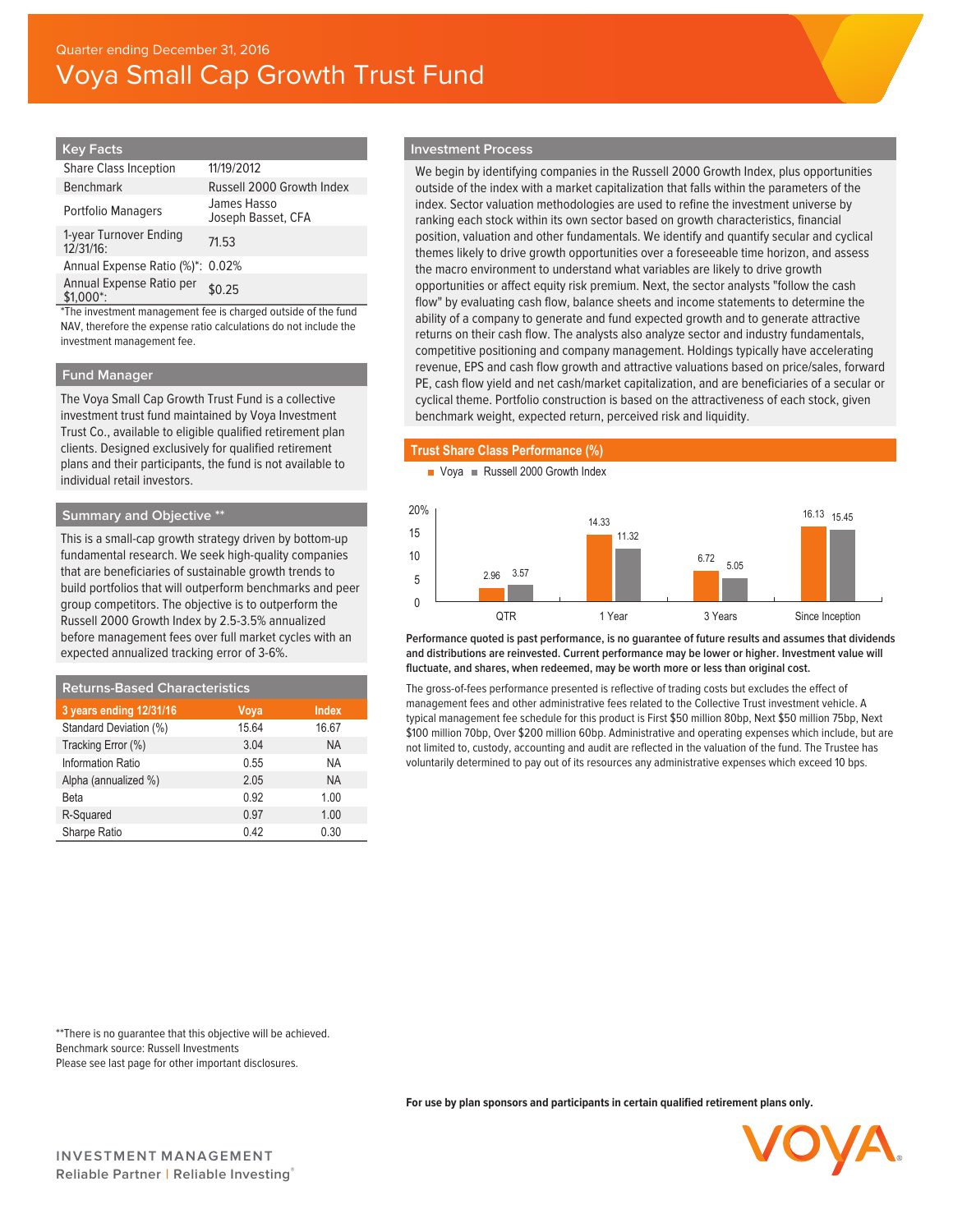Quarter ending December 31, 2016

# Voya Small Cap Growth Trust Fund

## Key Facts

| | |
|---|---|
| Share Class Inception | 11/19/2012 |
| Benchmark | Russell 2000 Growth Index |
| Portfolio Managers | James Hasso<br>Joseph Basset, CFA |
| 1-year Turnover Ending 12/31/16: | 71.53 |
| Annual Expense Ratio (%)*: | 0.02% |
| Annual Expense Ratio per $1,000*: | $0.25 |

*The investment management fee is charged outside of the fund NAV, therefore the expense ratio calculations do not include the investment management fee.

## Fund Manager

The Voya Small Cap Growth Trust Fund is a collective investment trust fund maintained by Voya Investment Trust Co., available to eligible qualified retirement plan clients. Designed exclusively for qualified retirement plans and their participants, the fund is not available to individual retail investors.

## Summary and Objective **

This is a small-cap growth strategy driven by bottom-up fundamental research. We seek high-quality companies that are beneficiaries of sustainable growth trends to build portfolios that will outperform benchmarks and peer group competitors. The objective is to outperform the Russell 2000 Growth Index by 2.5-3.5% annualized before management fees over full market cycles with an expected annualized tracking error of 3-6%.

## Returns-Based Characteristics

| 3 years ending 12/31/16 | Voya | Index |
|---|---|---|
| Standard Deviation (%) | 15.64 | 16.67 |
| Tracking Error (%) | 3.04 | NA |
| Information Ratio | 0.55 | NA |
| Alpha (annualized %) | 2.05 | NA |
| Beta | 0.92 | 1.00 |
| R-Squared | 0.97 | 1.00 |
| Sharpe Ratio | 0.42 | 0.30 |

## Investment Process

We begin by identifying companies in the Russell 2000 Growth Index, plus opportunities outside of the index with a market capitalization that falls within the parameters of the index. Sector valuation methodologies are used to refine the investment universe by ranking each stock within its own sector based on growth characteristics, financial position, valuation and other fundamentals. We identify and quantify secular and cyclical themes likely to drive growth opportunities over a foreseeable time horizon, and assess the macro environment to understand what variables are likely to drive growth opportunities or affect equity risk premium. Next, the sector analysts "follow the cash flow" by evaluating cash flow, balance sheets and income statements to determine the ability of a company to generate and fund expected growth and to generate attractive returns on their cash flow. The analysts also analyze sector and industry fundamentals, competitive positioning and company management. Holdings typically have accelerating revenue, EPS and cash flow growth and attractive valuations based on price/sales, forward PE, cash flow yield and net cash/market capitalization, and are beneficiaries of a secular or cyclical theme. Portfolio construction is based on the attractiveness of each stock, given benchmark weight, expected return, perceived risk and liquidity.

## Trust Share Class Performance (%)

| | QTR | 1 Year | 3 Years | Since Inception |
|---|---|---|---|---|
| Voya | 2.96 | 14.33 | 6.72 | 16.13 |
| Russell 2000 Growth Index | 3.57 | 11.32 | 5.05 | 15.45 |

**Performance quoted is past performance, is no guarantee of future results and assumes that dividends and distributions are reinvested. Current performance may be lower or higher. Investment value will fluctuate, and shares, when redeemed, may be worth more or less than original cost.**

The gross-of-fees performance presented is reflective of trading costs but excludes the effect of management fees and other administrative fees related to the Collective Trust investment vehicle. A typical management fee schedule for this product is First $50 million 80bp, Next $50 million 75bp, Next $100 million 70bp, Over $200 million 60bp. Administrative and operating expenses which include, but are not limited to, custody, accounting and audit are reflected in the valuation of the fund. The Trustee has voluntarily determined to pay out of its resources any administrative expenses which exceed 10 bps.

**There is no guarantee that this objective will be achieved.
Benchmark source: Russell Investments
Please see last page for other important disclosures.

**For use by plan sponsors and participants in certain qualified retirement plans only.**

INVESTMENT MANAGEMENT
Reliable Partner | Reliable Investing®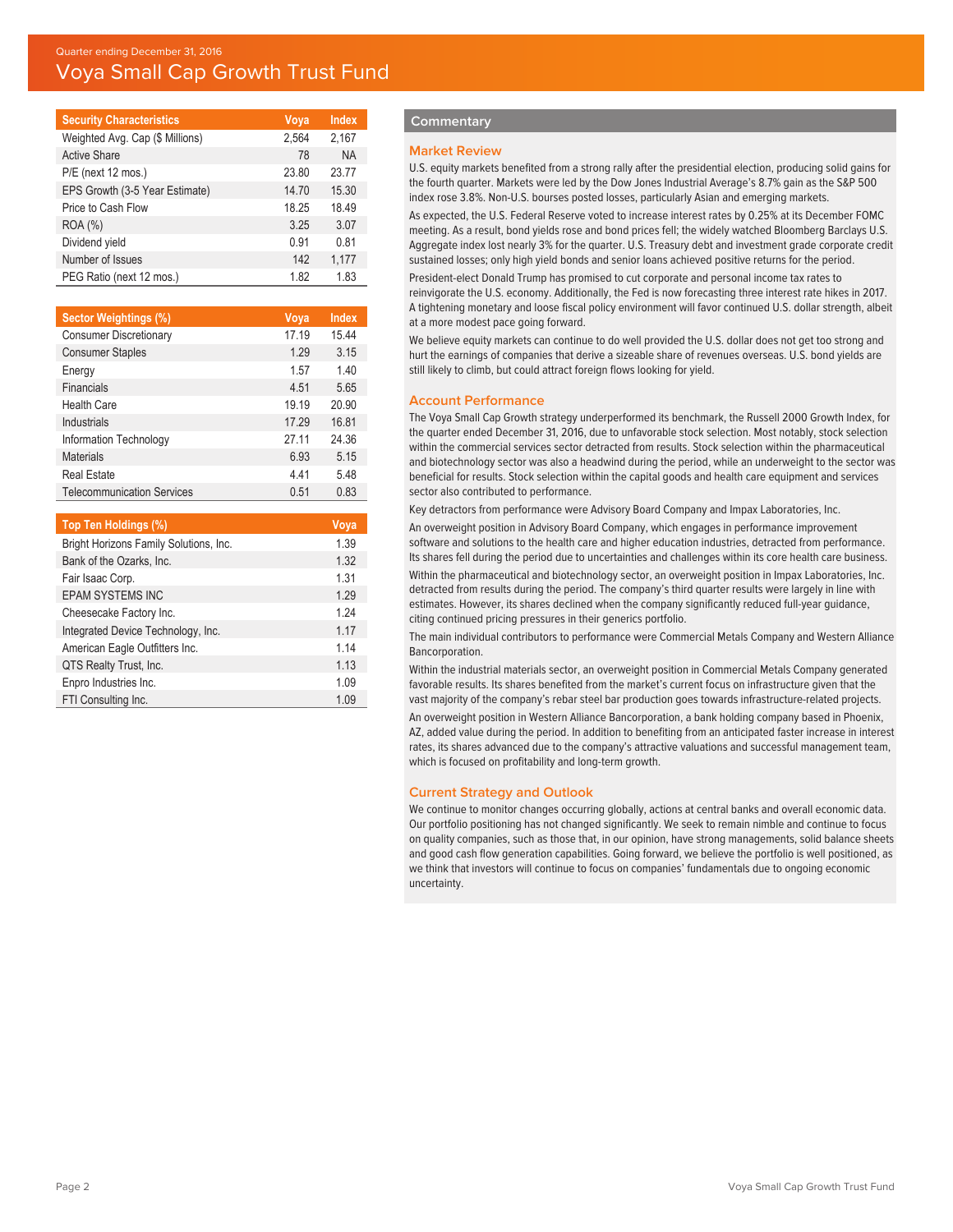Quarter ending December 31, 2016

# Voya Small Cap Growth Trust Fund

| Security Characteristics | Voya | Index |
|---|---|---|
| Weighted Avg. Cap ($ Millions) | 2,564 | 2,167 |
| Active Share | 78 | NA |
| P/E (next 12 mos.) | 23.80 | 23.77 |
| EPS Growth (3-5 Year Estimate) | 14.70 | 15.30 |
| Price to Cash Flow | 18.25 | 18.49 |
| ROA (%) | 3.25 | 3.07 |
| Dividend yield | 0.91 | 0.81 |
| Number of Issues | 142 | 1,177 |
| PEG Ratio (next 12 mos.) | 1.82 | 1.83 |

| Sector Weightings (%) | Voya | Index |
|---|---|---|
| Consumer Discretionary | 17.19 | 15.44 |
| Consumer Staples | 1.29 | 3.15 |
| Energy | 1.57 | 1.40 |
| Financials | 4.51 | 5.65 |
| Health Care | 19.19 | 20.90 |
| Industrials | 17.29 | 16.81 |
| Information Technology | 27.11 | 24.36 |
| Materials | 6.93 | 5.15 |
| Real Estate | 4.41 | 5.48 |
| Telecommunication Services | 0.51 | 0.83 |

| Top Ten Holdings (%) | Voya |
|---|---|
| Bright Horizons Family Solutions, Inc. | 1.39 |
| Bank of the Ozarks, Inc. | 1.32 |
| Fair Isaac Corp. | 1.31 |
| EPAM SYSTEMS INC | 1.29 |
| Cheesecake Factory Inc. | 1.24 |
| Integrated Device Technology, Inc. | 1.17 |
| American Eagle Outfitters Inc. | 1.14 |
| QTS Realty Trust, Inc. | 1.13 |
| Enpro Industries Inc. | 1.09 |
| FTI Consulting Inc. | 1.09 |

## Commentary

### Market Review

U.S. equity markets benefited from a strong rally after the presidential election, producing solid gains for the fourth quarter. Markets were led by the Dow Jones Industrial Average's 8.7% gain as the S&P 500 index rose 3.8%. Non-U.S. bourses posted losses, particularly Asian and emerging markets.

As expected, the U.S. Federal Reserve voted to increase interest rates by 0.25% at its December FOMC meeting. As a result, bond yields rose and bond prices fell; the widely watched Bloomberg Barclays U.S. Aggregate index lost nearly 3% for the quarter. U.S. Treasury debt and investment grade corporate credit sustained losses; only high yield bonds and senior loans achieved positive returns for the period.

President-elect Donald Trump has promised to cut corporate and personal income tax rates to reinvigorate the U.S. economy. Additionally, the Fed is now forecasting three interest rate hikes in 2017. A tightening monetary and loose fiscal policy environment will favor continued U.S. dollar strength, albeit at a more modest pace going forward.

We believe equity markets can continue to do well provided the U.S. dollar does not get too strong and hurt the earnings of companies that derive a sizeable share of revenues overseas. U.S. bond yields are still likely to climb, but could attract foreign flows looking for yield.

### Account Performance

The Voya Small Cap Growth strategy underperformed its benchmark, the Russell 2000 Growth Index, for the quarter ended December 31, 2016, due to unfavorable stock selection. Most notably, stock selection within the commercial services sector detracted from results. Stock selection within the pharmaceutical and biotechnology sector was also a headwind during the period, while an underweight to the sector was beneficial for results. Stock selection within the capital goods and health care equipment and services sector also contributed to performance.

Key detractors from performance were Advisory Board Company and Impax Laboratories, Inc.

An overweight position in Advisory Board Company, which engages in performance improvement software and solutions to the health care and higher education industries, detracted from performance. Its shares fell during the period due to uncertainties and challenges within its core health care business.

Within the pharmaceutical and biotechnology sector, an overweight position in Impax Laboratories, Inc. detracted from results during the period. The company's third quarter results were largely in line with estimates. However, its shares declined when the company significantly reduced full-year guidance, citing continued pricing pressures in their generics portfolio.

The main individual contributors to performance were Commercial Metals Company and Western Alliance Bancorporation.

Within the industrial materials sector, an overweight position in Commercial Metals Company generated favorable results. Its shares benefited from the market's current focus on infrastructure given that the vast majority of the company's rebar steel bar production goes towards infrastructure-related projects.

An overweight position in Western Alliance Bancorporation, a bank holding company based in Phoenix, AZ, added value during the period. In addition to benefiting from an anticipated faster increase in interest rates, its shares advanced due to the company's attractive valuations and successful management team, which is focused on profitability and long-term growth.

### Current Strategy and Outlook

We continue to monitor changes occurring globally, actions at central banks and overall economic data. Our portfolio positioning has not changed significantly. We seek to remain nimble and continue to focus on quality companies, such as those that, in our opinion, have strong managements, solid balance sheets and good cash flow generation capabilities. Going forward, we believe the portfolio is well positioned, as we think that investors will continue to focus on companies' fundamentals due to ongoing economic uncertainty.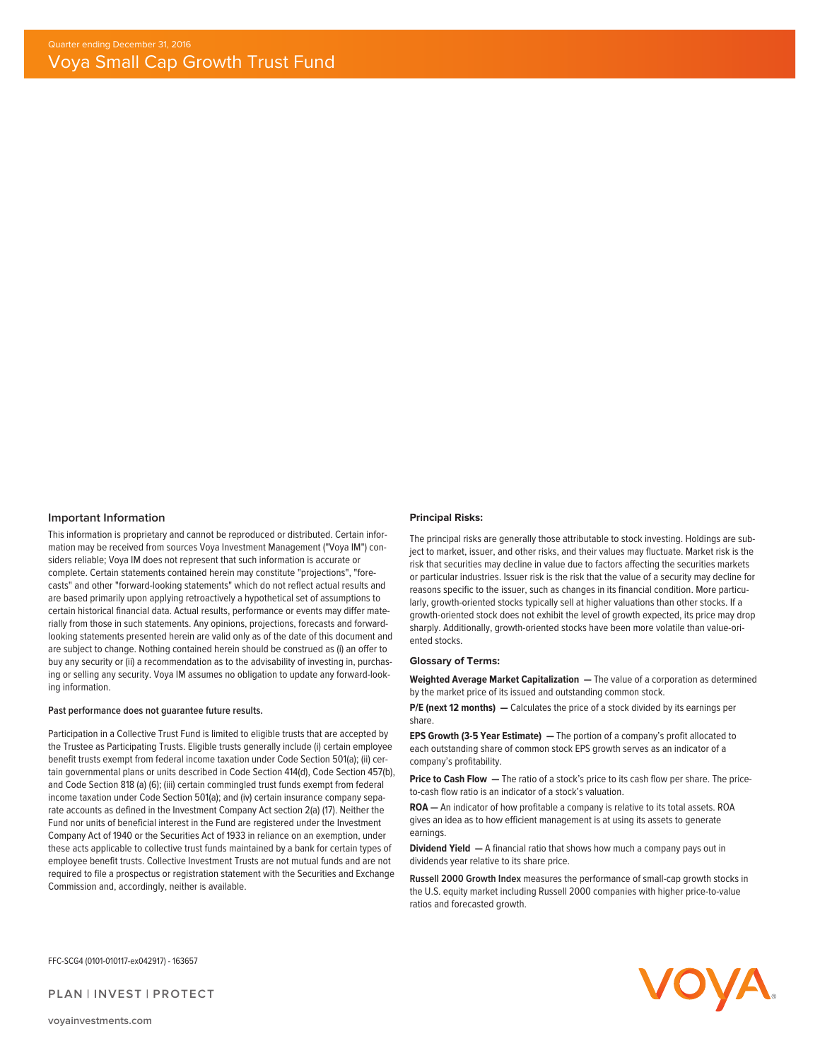Quarter ending December 31, 2016

# Voya Small Cap Growth Trust Fund

## Important Information

This information is proprietary and cannot be reproduced or distributed. Certain information may be received from sources Voya Investment Management ("Voya IM") considers reliable; Voya IM does not represent that such information is accurate or complete. Certain statements contained herein may constitute "projections", "forecasts" and other "forward-looking statements" which do not reflect actual results and are based primarily upon applying retroactively a hypothetical set of assumptions to certain historical financial data. Actual results, performance or events may differ materially from those in such statements. Any opinions, projections, forecasts and forward-looking statements presented herein are valid only as of the date of this document and are subject to change. Nothing contained herein should be construed as (i) an offer to buy any security or (ii) a recommendation as to the advisability of investing in, purchasing or selling any security. Voya IM assumes no obligation to update any forward-looking information.

**Past performance does not guarantee future results.**

Participation in a Collective Trust Fund is limited to eligible trusts that are accepted by the Trustee as Participating Trusts. Eligible trusts generally include (i) certain employee benefit trusts exempt from federal income taxation under Code Section 501(a); (ii) certain governmental plans or units described in Code Section 414(d), Code Section 457(b), and Code Section 818 (a) (6); (iii) certain commingled trust funds exempt from federal income taxation under Code Section 501(a); and (iv) certain insurance company separate accounts as defined in the Investment Company Act section 2(a) (17). Neither the Fund nor units of beneficial interest in the Fund are registered under the Investment Company Act of 1940 or the Securities Act of 1933 in reliance on an exemption, under these acts applicable to collective trust funds maintained by a bank for certain types of employee benefit trusts. Collective Investment Trusts are not mutual funds and are not required to file a prospectus or registration statement with the Securities and Exchange Commission and, accordingly, neither is available.

### Principal Risks:

The principal risks are generally those attributable to stock investing. Holdings are subject to market, issuer, and other risks, and their values may fluctuate. Market risk is the risk that securities may decline in value due to factors affecting the securities markets or particular industries. Issuer risk is the risk that the value of a security may decline for reasons specific to the issuer, such as changes in its financial condition. More particularly, growth-oriented stocks typically sell at higher valuations than other stocks. If a growth-oriented stock does not exhibit the level of growth expected, its price may drop sharply. Additionally, growth-oriented stocks have been more volatile than value-oriented stocks.

### Glossary of Terms:

**Weighted Average Market Capitalization —** The value of a corporation as determined by the market price of its issued and outstanding common stock.

**P/E (next 12 months) —** Calculates the price of a stock divided by its earnings per share.

**EPS Growth (3-5 Year Estimate) —** The portion of a company's profit allocated to each outstanding share of common stock EPS growth serves as an indicator of a company's profitability.

**Price to Cash Flow —** The ratio of a stock's price to its cash flow per share. The price-to-cash flow ratio is an indicator of a stock's valuation.

**ROA —** An indicator of how profitable a company is relative to its total assets. ROA gives an idea as to how efficient management is at using its assets to generate earnings.

**Dividend Yield —** A financial ratio that shows how much a company pays out in dividends year relative to its share price.

**Russell 2000 Growth Index** measures the performance of small-cap growth stocks in the U.S. equity market including Russell 2000 companies with higher price-to-value ratios and forecasted growth.

FFC-SCG4 (0101-010117-ex042917) - 163657

PLAN | INVEST | PROTECT

voyainvestments.com

VOYA